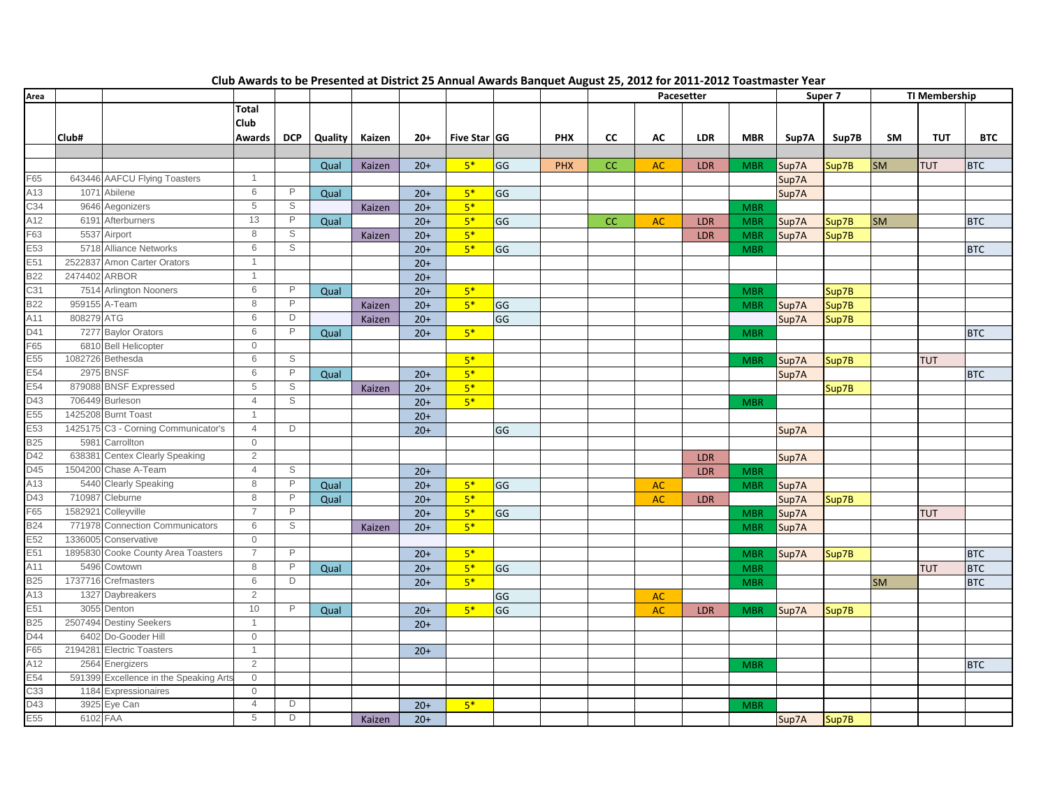# Club Awards to be Presented at District 25 Annual Awards Banquet August 25, 2012 for 2011-2012 Toastmaster Year

| Area | | | | | | | | | | | Pacesetter | | | | Super 7 | | TI Membership | | |
|---|---|---|---|---|---|---|---|---|---|---|---|---|---|---|---|---|---|---|---|
| | Club# | | Total Club Awards | DCP | Quality | Kaizen | 20+ | Five Star | GG | PHX | CC | AC | LDR | MBR | Sup7A | Sup7B | SM | TUT | BTC |
| | | | | | Qual | Kaizen | 20+ | 5* | GG | PHX | CC | AC | LDR | MBR | Sup7A | Sup7B | SM | TUT | BTC |
| F65 | 643446 | AAFCU Flying Toasters | 1 | | | | | | | | | | | | Sup7A | | | | |
| A13 | 1071 | Abilene | 6 | P | Qual | | 20+ | 5* | GG | | | | | | Sup7A | | | | |
| C34 | 9646 | Aegonizers | 5 | S | | Kaizen | 20+ | 5* | | | | | | MBR | | | | | |
| A12 | 6191 | Afterburners | 13 | P | Qual | | 20+ | 5* | GG | | CC | AC | LDR | MBR | Sup7A | Sup7B | SM | | BTC |
| F63 | 5537 | Airport | 8 | S | | Kaizen | 20+ | 5* | | | | | LDR | MBR | Sup7A | Sup7B | | | |
| E53 | 5718 | Alliance Networks | 6 | S | | | 20+ | 5* | GG | | | | | MBR | | | | | BTC |
| E51 | 2522837 | Amon Carter Orators | 1 | | | | 20+ | | | | | | | | | | | | |
| B22 | 2474402 | ARBOR | 1 | | | | 20+ | | | | | | | | | | | | |
| C31 | 7514 | Arlington Nooners | 6 | P | Qual | | 20+ | 5* | | | | | | MBR | | Sup7B | | | |
| B22 | 959155 | A-Team | 8 | P | | Kaizen | 20+ | 5* | GG | | | | | MBR | Sup7A | Sup7B | | | |
| A11 | 808279 | ATG | 6 | D | | Kaizen | 20+ | | GG | | | | | | Sup7A | Sup7B | | | |
| D41 | 7277 | Baylor Orators | 6 | P | Qual | | 20+ | 5* | | | | | | MBR | | | | | BTC |
| F65 | 6810 | Bell Helicopter | 0 | | | | | | | | | | | | | | | | |
| E55 | 1082726 | Bethesda | 6 | S | | | | 5* | | | | | | MBR | Sup7A | Sup7B | | TUT | |
| E54 | 2975 | BNSF | 6 | P | Qual | | 20+ | 5* | | | | | | | Sup7A | | | | BTC |
| E54 | 879088 | BNSF Expressed | 5 | S | | Kaizen | 20+ | 5* | | | | | | | | Sup7B | | | |
| D43 | 706449 | Burleson | 4 | S | | | 20+ | 5* | | | | | | MBR | | | | | |
| E55 | 1425208 | Burnt Toast | 1 | | | | 20+ | | | | | | | | | | | | |
| E53 | 1425175 | C3 - Corning Communicator's | 4 | D | | | 20+ | | GG | | | | | | Sup7A | | | | |
| B25 | 5981 | Carrollton | 0 | | | | | | | | | | | | | | | | |
| D42 | 638381 | Centex Clearly Speaking | 2 | | | | | | | | | | LDR | | Sup7A | | | | |
| D45 | 1504200 | Chase A-Team | 4 | S | | | 20+ | | | | | | LDR | MBR | | | | | |
| A13 | 5440 | Clearly Speaking | 8 | P | Qual | | 20+ | 5* | GG | | | AC | | MBR | Sup7A | | | | |
| D43 | 710987 | Cleburne | 8 | P | Qual | | 20+ | 5* | | | | AC | LDR | | Sup7A | Sup7B | | | |
| F65 | 1582921 | Colleyville | 7 | P | | | 20+ | 5* | GG | | | | | MBR | Sup7A | | | TUT | |
| B24 | 771978 | Connection Communicators | 6 | S | | Kaizen | 20+ | 5* | | | | | | MBR | Sup7A | | | | |
| E52 | 1336005 | Conservative | 0 | | | | | | | | | | | | | | | | |
| E51 | 1895830 | Cooke County Area Toasters | 7 | P | | | 20+ | 5* | | | | | | MBR | Sup7A | Sup7B | | | BTC |
| A11 | 5496 | Cowtown | 8 | P | Qual | | 20+ | 5* | GG | | | | | MBR | | | | TUT | BTC |
| B25 | 1737716 | Crefmasters | 6 | D | | | 20+ | 5* | | | | | | MBR | | | SM | | BTC |
| A13 | 1327 | Daybreakers | 2 | | | | | | GG | | | AC | | | | | | | |
| E51 | 3055 | Denton | 10 | P | Qual | | 20+ | 5* | GG | | | AC | LDR | MBR | Sup7A | Sup7B | | | |
| B25 | 2507494 | Destiny Seekers | 1 | | | | 20+ | | | | | | | | | | | | |
| D44 | 6402 | Do-Gooder Hill | 0 | | | | | | | | | | | | | | | | |
| F65 | 2194281 | Electric Toasters | 1 | | | | 20+ | | | | | | | | | | | | |
| A12 | 2564 | Energizers | 2 | | | | | | | | | | | MBR | | | | | BTC |
| E54 | 591399 | Excellence in the Speaking Arts | 0 | | | | | | | | | | | | | | | | |
| C33 | 1184 | Expressionaires | 0 | | | | | | | | | | | | | | | | |
| D43 | 3925 | Eye Can | 4 | D | | | 20+ | 5* | | | | | | MBR | | | | | |
| E55 | 6102 | FAA | 5 | D | | Kaizen | 20+ | | | | | | | | Sup7A | Sup7B | | | |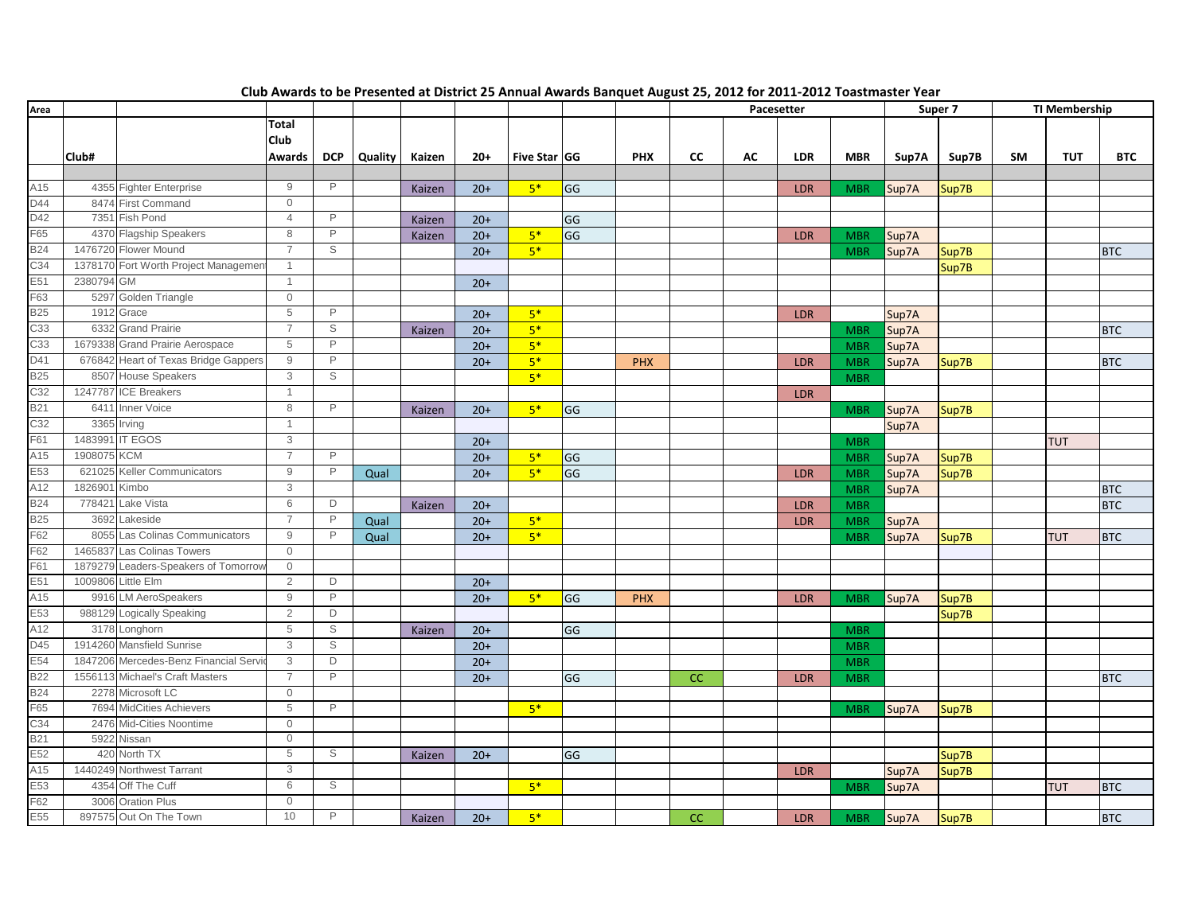**Club Awards to be Presented at District 25 Annual Awards Banquet August 25, 2012 for 2011-2012 Toastmaster Year**

| Area | | | | | | | | | | | | Pacesetter | | | Super 7 | | TI Membership | | |
|---|---|---|---|---|---|---|---|---|---|---|---|---|---|---|---|---|---|---|---|
| | Club# | | Total Club Awards | DCP | Quality | Kaizen | 20+ | Five Star | GG | PHX | CC | AC | LDR | MBR | Sup7A | Sup7B | SM | TUT | BTC |
| A15 | 4355 | Fighter Enterprise | 9 | P | | Kaizen | 20+ | 5* | GG | | | | LDR | MBR | Sup7A | Sup7B | | | |
| D44 | 8474 | First Command | 0 | | | | | | | | | | | | | | | | |
| D42 | 7351 | Fish Pond | 4 | P | | Kaizen | 20+ | | GG | | | | | | | | | | |
| F65 | 4370 | Flagship Speakers | 8 | P | | Kaizen | 20+ | 5* | GG | | | | LDR | MBR | Sup7A | | | | |
| B24 | 1476720 | Flower Mound | 7 | S | | | 20+ | 5* | | | | | | MBR | Sup7A | Sup7B | | | BTC |
| C34 | 1378170 | Fort Worth Project Management | 1 | | | | | | | | | | | | | Sup7B | | | |
| E51 | 2380794 | GM | 1 | | | | 20+ | | | | | | | | | | | | |
| F63 | 5297 | Golden Triangle | 0 | | | | | | | | | | | | | | | | |
| B25 | 1912 | Grace | 5 | P | | | 20+ | 5* | | | | | LDR | | Sup7A | | | | |
| C33 | 6332 | Grand Prairie | 7 | S | | Kaizen | 20+ | 5* | | | | | | MBR | Sup7A | | | | BTC |
| C33 | 1679338 | Grand Prairie Aerospace | 5 | P | | | 20+ | 5* | | | | | | MBR | Sup7A | | | | |
| D41 | 676842 | Heart of Texas Bridge Gappers | 9 | P | | | 20+ | 5* | | PHX | | | LDR | MBR | Sup7A | Sup7B | | | BTC |
| B25 | 8507 | House Speakers | 3 | S | | | | 5* | | | | | | MBR | | | | | |
| C32 | 1247787 | ICE Breakers | 1 | | | | | | | | | | LDR | | | | | | |
| B21 | 6411 | Inner Voice | 8 | P | | Kaizen | 20+ | 5* | GG | | | | | MBR | Sup7A | Sup7B | | | |
| C32 | 3365 | Irving | 1 | | | | | | | | | | | | Sup7A | | | | |
| F61 | 1483991 | IT EGOS | 3 | | | | 20+ | | | | | | | MBR | | | | TUT | |
| A15 | 1908075 | KCM | 7 | P | | | 20+ | 5* | GG | | | | | MBR | Sup7A | Sup7B | | | |
| E53 | 621025 | Keller Communicators | 9 | P | Qual | | 20+ | 5* | GG | | | | LDR | MBR | Sup7A | Sup7B | | | |
| A12 | 1826901 | Kimbo | 3 | | | | | | | | | | | MBR | Sup7A | | | | BTC |
| B24 | 778421 | Lake Vista | 6 | D | | Kaizen | 20+ | | | | | | LDR | MBR | | | | | BTC |
| B25 | 3692 | Lakeside | 7 | P | Qual | | 20+ | 5* | | | | | LDR | MBR | Sup7A | | | | |
| F62 | 8055 | Las Colinas Communicators | 9 | P | Qual | | 20+ | 5* | | | | | | MBR | Sup7A | Sup7B | | TUT | BTC |
| F62 | 1465837 | Las Colinas Towers | 0 | | | | | | | | | | | | | | | | |
| F61 | 1879279 | Leaders-Speakers of Tomorrow | 0 | | | | | | | | | | | | | | | | |
| E51 | 1009806 | Little Elm | 2 | D | | | 20+ | | | | | | | | | | | | |
| A15 | 9916 | LM AeroSpeakers | 9 | P | | | 20+ | 5* | GG | PHX | | | LDR | MBR | Sup7A | Sup7B | | | |
| E53 | 988129 | Logically Speaking | 2 | D | | | | | | | | | | | | Sup7B | | | |
| A12 | 3178 | Longhorn | 5 | S | | Kaizen | 20+ | | GG | | | | | MBR | | | | | |
| D45 | 1914260 | Mansfield Sunrise | 3 | S | | | 20+ | | | | | | | MBR | | | | | |
| E54 | 1847206 | Mercedes-Benz Financial Services | 3 | D | | | 20+ | | | | | | | MBR | | | | | |
| B22 | 1556113 | Michael's Craft Masters | 7 | P | | | 20+ | | GG | | CC | | LDR | MBR | | | | | BTC |
| B24 | 2278 | Microsoft LC | 0 | | | | | | | | | | | | | | | | |
| F65 | 7694 | MidCities Achievers | 5 | P | | | | 5* | | | | | | MBR | Sup7A | Sup7B | | | |
| C34 | 2476 | Mid-Cities Noontime | 0 | | | | | | | | | | | | | | | | |
| B21 | 5922 | Nissan | 0 | | | | | | | | | | | | | | | | |
| E52 | 420 | North TX | 5 | S | | Kaizen | 20+ | | GG | | | | | | | Sup7B | | | |
| A15 | 1440249 | Northwest Tarrant | 3 | | | | | | | | | | LDR | | Sup7A | Sup7B | | | |
| E53 | 4354 | Off The Cuff | 6 | S | | | | 5* | | | | | | MBR | Sup7A | | | TUT | BTC |
| F62 | 3006 | Oration Plus | 0 | | | | | | | | | | | | | | | | |
| E55 | 897575 | Out On The Town | 10 | P | | Kaizen | 20+ | 5* | | | CC | | LDR | MBR | Sup7A | Sup7B | | | BTC |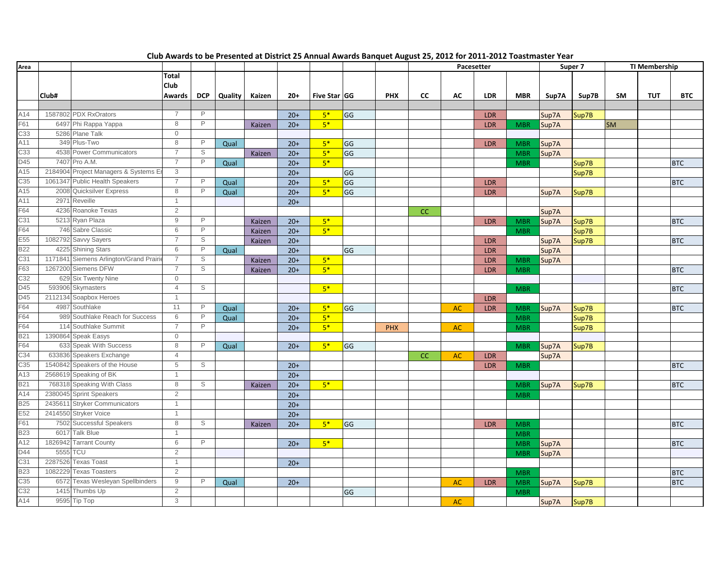**Club Awards to be Presented at District 25 Annual Awards Banquet August 25, 2012 for 2011-2012 Toastmaster Year**

| Area | | | | | | | | | | | Pacesetter | | | | Super 7 | | TI Membership | | |
|---|---|---|---|---|---|---|---|---|---|---|---|---|---|---|---|---|---|---|---|
| | Club# | | Total Club Awards | DCP | Quality | Kaizen | 20+ | Five Star | GG | PHX | CC | AC | LDR | MBR | Sup7A | Sup7B | SM | TUT | BTC |
| A14 | 1587802 | PDX RxOrators | 7 | P | | | 20+ | 5* | GG | | | | LDR | | Sup7A | Sup7B | | | |
| F61 | 6497 | Phi Rappa Yappa | 8 | P | | Kaizen | 20+ | 5* | | | | | LDR | MBR | Sup7A | | SM | | |
| C33 | 5286 | Plane Talk | 0 | | | | | | | | | | | | | | | | |
| A11 | 349 | Plus-Two | 8 | P | Qual | | 20+ | 5* | GG | | | | LDR | MBR | Sup7A | | | | |
| C33 | 4538 | Power Communicators | 7 | S | | Kaizen | 20+ | 5* | GG | | | | | MBR | Sup7A | | | | |
| D45 | 7407 | Pro A.M. | 7 | P | Qual | | 20+ | 5* | | | | | | MBR | | Sup7B | | | BTC |
| A15 | 2184904 | Project Managers & Systems Er | 3 | | | | 20+ | | GG | | | | | | | Sup7B | | | |
| C35 | 1061347 | Public Health Speakers | 7 | P | Qual | | 20+ | 5* | GG | | | | LDR | | | | | | BTC |
| A15 | 2008 | Quicksilver Express | 8 | P | Qual | | 20+ | 5* | GG | | | | LDR | | Sup7A | Sup7B | | | |
| A11 | 2971 | Reveille | 1 | | | | 20+ | | | | | | | | | | | | |
| F64 | 4236 | Roanoke Texas | 2 | | | | | | | | CC | | | | Sup7A | | | | |
| C31 | 5213 | Ryan Plaza | 9 | P | | Kaizen | 20+ | 5* | | | | | LDR | MBR | Sup7A | Sup7B | | | BTC |
| F64 | 746 | Sabre Classic | 6 | P | | Kaizen | 20+ | 5* | | | | | | MBR | | Sup7B | | | |
| E55 | 1082792 | Savvy Sayers | 7 | S | | Kaizen | 20+ | | | | | | LDR | | Sup7A | Sup7B | | | BTC |
| B22 | 4225 | Shining Stars | 6 | P | Qual | | 20+ | | GG | | | | LDR | | Sup7A | | | | |
| C31 | 1171841 | Siemens Arlington/Grand Prairie | 7 | S | | Kaizen | 20+ | 5* | | | | | LDR | MBR | Sup7A | | | | |
| F63 | 1267200 | Siemens DFW | 7 | S | | Kaizen | 20+ | 5* | | | | | LDR | MBR | | | | | BTC |
| C32 | 629 | Six Twenty Nine | 0 | | | | | | | | | | | | | | | | |
| D45 | 593906 | Skymasters | 4 | S | | | | 5* | | | | | | MBR | | | | | BTC |
| D45 | 2112134 | Soapbox Heroes | 1 | | | | | | | | | | LDR | | | | | | |
| F64 | 4987 | Southlake | 11 | P | Qual | | 20+ | 5* | GG | | | AC | LDR | MBR | Sup7A | Sup7B | | | BTC |
| F64 | 989 | Southlake Reach for Success | 6 | P | Qual | | 20+ | 5* | | | | | | MBR | | Sup7B | | | |
| F64 | 114 | Southlake Summit | 7 | P | | | 20+ | 5* | | PHX | | AC | | MBR | | Sup7B | | | |
| B21 | 1390864 | Speak Easys | 0 | | | | | | | | | | | | | | | | |
| F64 | 633 | Speak With Success | 8 | P | Qual | | 20+ | 5* | GG | | | | | MBR | Sup7A | Sup7B | | | |
| C34 | 633836 | Speakers Exchange | 4 | | | | | | | | CC | AC | LDR | | Sup7A | | | | |
| C35 | 1540842 | Speakers of the House | 5 | S | | | 20+ | | | | | | LDR | MBR | | | | | BTC |
| A13 | 2568619 | Speaking of BK | 1 | | | | 20+ | | | | | | | | | | | | |
| B21 | 768318 | Speaking With Class | 8 | S | | Kaizen | 20+ | 5* | | | | | | MBR | Sup7A | Sup7B | | | BTC |
| A14 | 2380045 | Sprint Speakers | 2 | | | | 20+ | | | | | | | MBR | | | | | |
| B25 | 2435611 | Stryker Communicators | 1 | | | | 20+ | | | | | | | | | | | | |
| E52 | 2414550 | Stryker Voice | 1 | | | | 20+ | | | | | | | | | | | | |
| F61 | 7502 | Successful Speakers | 8 | S | | Kaizen | 20+ | 5* | GG | | | | LDR | MBR | | | | | BTC |
| B23 | 6017 | Talk Blue | 1 | | | | | | | | | | | MBR | | | | | |
| A12 | 1826942 | Tarrant County | 6 | P | | | 20+ | 5* | | | | | | MBR | Sup7A | | | | BTC |
| D44 | 5555 | TCU | 2 | | | | | | | | | | | MBR | Sup7A | | | | |
| C31 | 2287526 | Texas Toast | 1 | | | | 20+ | | | | | | | | | | | | |
| B23 | 1082229 | Texas Toasters | 2 | | | | | | | | | | | MBR | | | | | BTC |
| C35 | 6572 | Texas Wesleyan Spellbinders | 9 | P | Qual | | 20+ | | | | | AC | LDR | MBR | Sup7A | Sup7B | | | BTC |
| C32 | 1415 | Thumbs Up | 2 | | | | | | GG | | | | | MBR | | | | | |
| A14 | 9595 | Tip Top | 3 | | | | | | | | | AC | | | Sup7A | Sup7B | | | |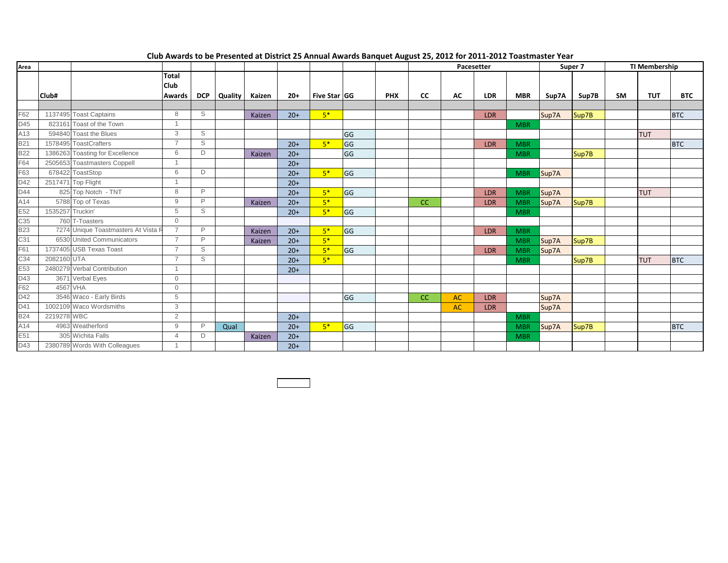**Club Awards to be Presented at District 25 Annual Awards Banquet August 25, 2012 for 2011-2012 Toastmaster Year**

| Area | | | | | | | | | | | Pacesetter | | | | Super 7 | | TI Membership | | |
|---|---|---|---|---|---|---|---|---|---|---|---|---|---|---|---|---|---|---|---|
| | Club# | | Total Club Awards | DCP | Quality | Kaizen | 20+ | Five Star | GG | PHX | CC | AC | LDR | MBR | Sup7A | Sup7B | SM | TUT | BTC |
| F62 | 1137495 | Toast Captains | 8 | S | | Kaizen | 20+ | 5* | | | | | LDR | | Sup7A | Sup7B | | | BTC |
| D45 | 823161 | Toast of the Town | 1 | | | | | | | | | | | MBR | | | | | |
| A13 | 594840 | Toast the Blues | 3 | S | | | | | GG | | | | | | | | | TUT | |
| B21 | 1578495 | ToastCrafters | 7 | S | | | 20+ | 5* | GG | | | | LDR | MBR | | | | | BTC |
| B22 | 1386263 | Toasting for Excellence | 6 | D | | Kaizen | 20+ | | GG | | | | | MBR | | Sup7B | | | |
| F64 | 2505653 | Toastmasters Coppell | 1 | | | | 20+ | | | | | | | | | | | | |
| F63 | 678422 | ToastStop | 6 | D | | | 20+ | 5* | GG | | | | | MBR | Sup7A | | | | |
| D42 | 2517471 | Top Flight | 1 | | | | 20+ | | | | | | | | | | | | |
| D44 | 825 | Top Notch - TNT | 8 | P | | | 20+ | 5* | GG | | | | LDR | MBR | Sup7A | | | TUT | |
| A14 | 5788 | Top of Texas | 9 | P | | Kaizen | 20+ | 5* | | | CC | | LDR | MBR | Sup7A | Sup7B | | | |
| E52 | 1535257 | Truckin' | 5 | S | | | 20+ | 5* | GG | | | | | MBR | | | | | |
| C35 | 760 | T-Toasters | 0 | | | | | | | | | | | | | | | | |
| B23 | 7274 | Unique Toastmasters At Vista R | 7 | P | | Kaizen | 20+ | 5* | GG | | | | LDR | MBR | | | | | |
| C31 | 6530 | United Communicators | 7 | P | | Kaizen | 20+ | 5* | | | | | | MBR | Sup7A | Sup7B | | | |
| F61 | 1737405 | USB Texas Toast | 7 | S | | | 20+ | 5* | GG | | | | LDR | MBR | Sup7A | | | | |
| C34 | 2082160 | UTA | 7 | S | | | 20+ | 5* | | | | | | MBR | | Sup7B | | TUT | BTC |
| E53 | 2480279 | Verbal Contribution | 1 | | | | 20+ | | | | | | | | | | | | |
| D43 | 3671 | Verbal Eyes | 0 | | | | | | | | | | | | | | | | |
| F62 | 4567 | VHA | 0 | | | | | | | | | | | | | | | | |
| D42 | 3546 | Waco - Early Birds | 5 | | | | | | GG | | CC | AC | LDR | | Sup7A | | | | |
| D41 | 1002109 | Waco Wordsmiths | 3 | | | | | | | | | AC | LDR | | Sup7A | | | | |
| B24 | 2219278 | WBC | 2 | | | | 20+ | | | | | | | MBR | | | | | |
| A14 | 4963 | Weatherford | 9 | P | Qual | | 20+ | 5* | GG | | | | | MBR | Sup7A | Sup7B | | | BTC |
| E51 | 305 | Wichita Falls | 4 | D | | Kaizen | 20+ | | | | | | | MBR | | | | | |
| D43 | 2380789 | Words With Colleagues | 1 | | | | 20+ | | | | | | | | | | | | |